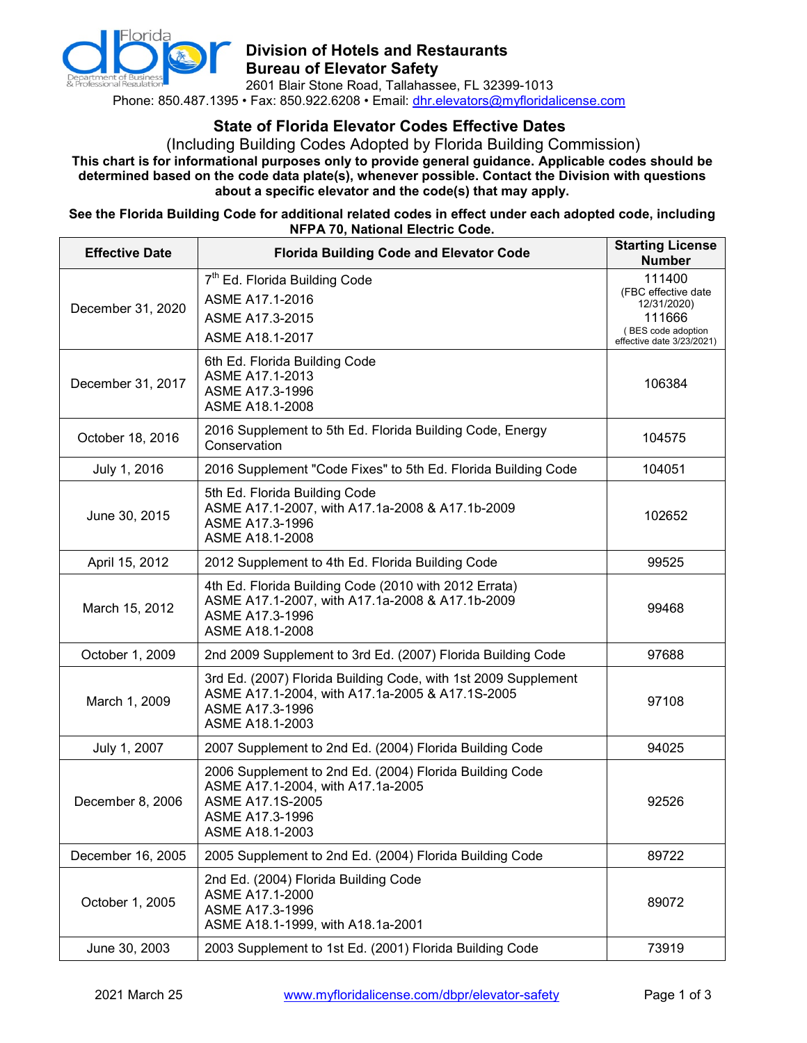# Division of Hotels and Restaurants
## Bureau of Elevator Safety

2601 Blair Stone Road, Tallahassee, FL 32399-1013
Phone: 850.487.1395 • Fax: 850.922.6208 • Email: dhr.elevators@myfloridalicense.com

## State of Florida Elevator Codes Effective Dates

(Including Building Codes Adopted by Florida Building Commission)

**This chart is for informational purposes only to provide general guidance. Applicable codes should be determined based on the code data plate(s), whenever possible. Contact the Division with questions about a specific elevator and the code(s) that may apply.**

**See the Florida Building Code for additional related codes in effect under each adopted code, including NFPA 70, National Electric Code.**

| Effective Date | Florida Building Code and Elevator Code | Starting License Number |
|---|---|---|
| December 31, 2020 | 7th Ed. Florida Building Code<br>ASME A17.1-2016<br>ASME A17.3-2015<br>ASME A18.1-2017 | 111400<br>(FBC effective date 12/31/2020)<br>111666<br>( BES code adoption effective date 3/23/2021) |
| December 31, 2017 | 6th Ed. Florida Building Code<br>ASME A17.1-2013<br>ASME A17.3-1996<br>ASME A18.1-2008 | 106384 |
| October 18, 2016 | 2016 Supplement to 5th Ed. Florida Building Code, Energy Conservation | 104575 |
| July 1, 2016 | 2016 Supplement "Code Fixes" to 5th Ed. Florida Building Code | 104051 |
| June 30, 2015 | 5th Ed. Florida Building Code<br>ASME A17.1-2007, with A17.1a-2008 & A17.1b-2009<br>ASME A17.3-1996<br>ASME A18.1-2008 | 102652 |
| April 15, 2012 | 2012 Supplement to 4th Ed. Florida Building Code | 99525 |
| March 15, 2012 | 4th Ed. Florida Building Code (2010 with 2012 Errata)<br>ASME A17.1-2007, with A17.1a-2008 & A17.1b-2009<br>ASME A17.3-1996<br>ASME A18.1-2008 | 99468 |
| October 1, 2009 | 2nd 2009 Supplement to 3rd Ed. (2007) Florida Building Code | 97688 |
| March 1, 2009 | 3rd Ed. (2007) Florida Building Code, with 1st 2009 Supplement<br>ASME A17.1-2004, with A17.1a-2005 & A17.1S-2005<br>ASME A17.3-1996<br>ASME A18.1-2003 | 97108 |
| July 1, 2007 | 2007 Supplement to 2nd Ed. (2004) Florida Building Code | 94025 |
| December 8, 2006 | 2006 Supplement to 2nd Ed. (2004) Florida Building Code<br>ASME A17.1-2004, with A17.1a-2005<br>ASME A17.1S-2005<br>ASME A17.3-1996<br>ASME A18.1-2003 | 92526 |
| December 16, 2005 | 2005 Supplement to 2nd Ed. (2004) Florida Building Code | 89722 |
| October 1, 2005 | 2nd Ed. (2004) Florida Building Code<br>ASME A17.1-2000<br>ASME A17.3-1996<br>ASME A18.1-1999, with A18.1a-2001 | 89072 |
| June 30, 2003 | 2003 Supplement to 1st Ed. (2001) Florida Building Code | 73919 |

2021 March 25 www.myfloridalicense.com/dbpr/elevator-safety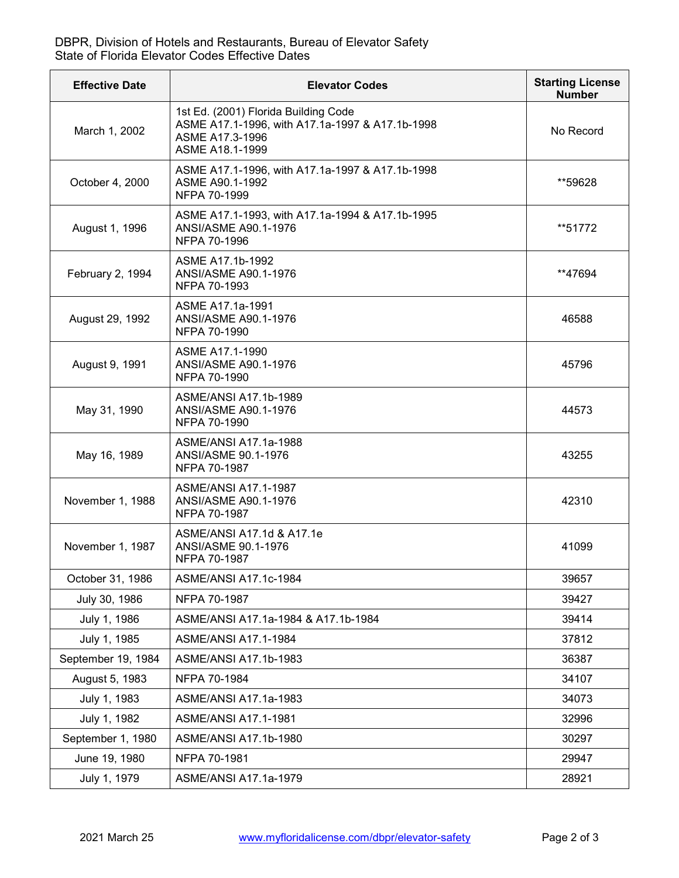DBPR, Division of Hotels and Restaurants, Bureau of Elevator Safety
State of Florida Elevator Codes Effective Dates

| Effective Date | Elevator Codes | Starting License Number |
|---|---|---|
| March 1, 2002 | 1st Ed. (2001) Florida Building Code<br>ASME A17.1-1996, with A17.1a-1997 & A17.1b-1998<br>ASME A17.3-1996<br>ASME A18.1-1999 | No Record |
| October 4, 2000 | ASME A17.1-1996, with A17.1a-1997 & A17.1b-1998<br>ASME A90.1-1992<br>NFPA 70-1999 | **59628 |
| August 1, 1996 | ASME A17.1-1993, with A17.1a-1994 & A17.1b-1995<br>ANSI/ASME A90.1-1976<br>NFPA 70-1996 | **51772 |
| February 2, 1994 | ASME A17.1b-1992<br>ANSI/ASME A90.1-1976<br>NFPA 70-1993 | **47694 |
| August 29, 1992 | ASME A17.1a-1991<br>ANSI/ASME A90.1-1976<br>NFPA 70-1990 | 46588 |
| August 9, 1991 | ASME A17.1-1990<br>ANSI/ASME A90.1-1976<br>NFPA 70-1990 | 45796 |
| May 31, 1990 | ASME/ANSI A17.1b-1989<br>ANSI/ASME A90.1-1976<br>NFPA 70-1990 | 44573 |
| May 16, 1989 | ASME/ANSI A17.1a-1988<br>ANSI/ASME 90.1-1976<br>NFPA 70-1987 | 43255 |
| November 1, 1988 | ASME/ANSI A17.1-1987<br>ANSI/ASME A90.1-1976<br>NFPA 70-1987 | 42310 |
| November 1, 1987 | ASME/ANSI A17.1d & A17.1e<br>ANSI/ASME 90.1-1976<br>NFPA 70-1987 | 41099 |
| October 31, 1986 | ASME/ANSI A17.1c-1984 | 39657 |
| July 30, 1986 | NFPA 70-1987 | 39427 |
| July 1, 1986 | ASME/ANSI A17.1a-1984 & A17.1b-1984 | 39414 |
| July 1, 1985 | ASME/ANSI A17.1-1984 | 37812 |
| September 19, 1984 | ASME/ANSI A17.1b-1983 | 36387 |
| August 5, 1983 | NFPA 70-1984 | 34107 |
| July 1, 1983 | ASME/ANSI A17.1a-1983 | 34073 |
| July 1, 1982 | ASME/ANSI A17.1-1981 | 32996 |
| September 1, 1980 | ASME/ANSI A17.1b-1980 | 30297 |
| June 19, 1980 | NFPA 70-1981 | 29947 |
| July 1, 1979 | ASME/ANSI A17.1a-1979 | 28921 |

2021 March 25 www.myfloridalicense.com/dbpr/elevator-safety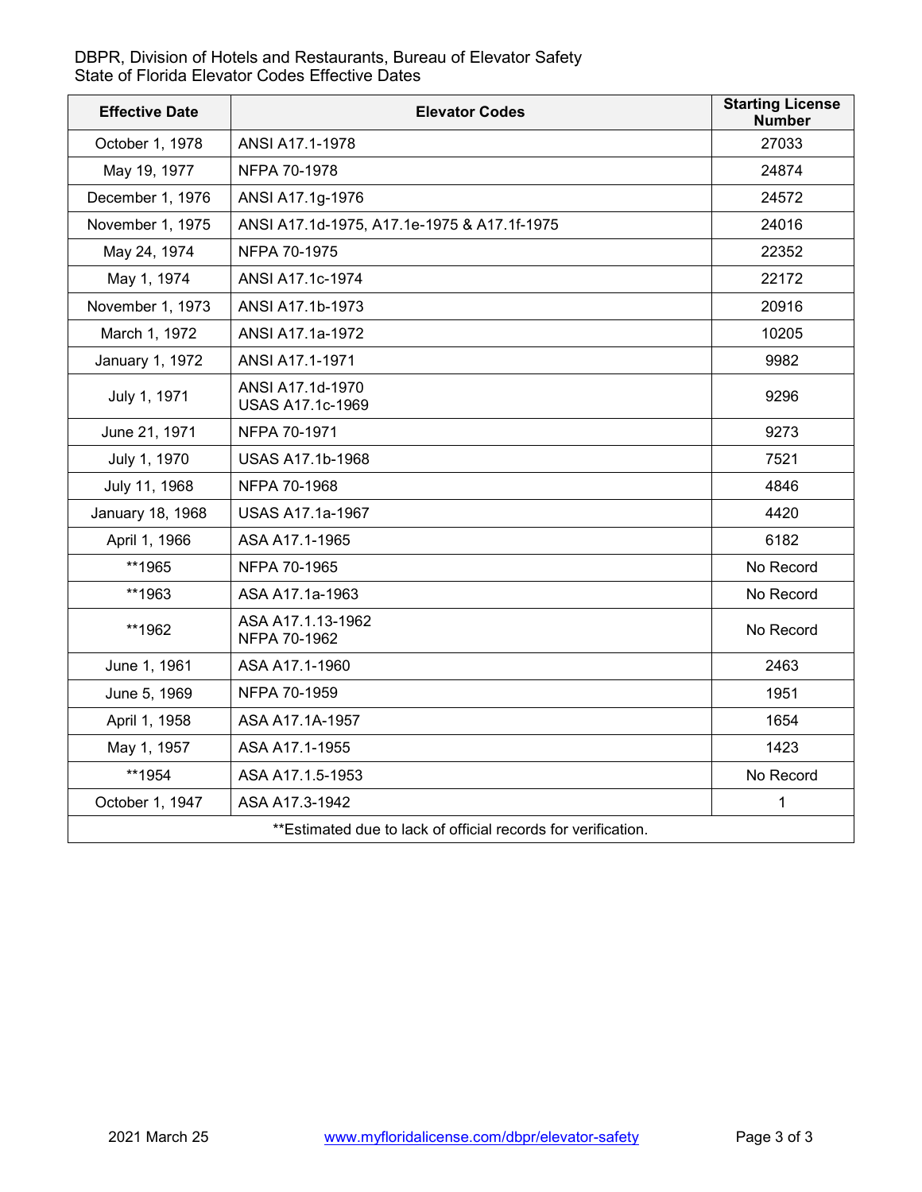DBPR, Division of Hotels and Restaurants, Bureau of Elevator Safety
State of Florida Elevator Codes Effective Dates

| Effective Date | Elevator Codes | Starting License Number |
|---|---|---|
| October 1, 1978 | ANSI A17.1-1978 | 27033 |
| May 19, 1977 | NFPA 70-1978 | 24874 |
| December 1, 1976 | ANSI A17.1g-1976 | 24572 |
| November 1, 1975 | ANSI A17.1d-1975, A17.1e-1975 & A17.1f-1975 | 24016 |
| May 24, 1974 | NFPA 70-1975 | 22352 |
| May 1, 1974 | ANSI A17.1c-1974 | 22172 |
| November 1, 1973 | ANSI A17.1b-1973 | 20916 |
| March 1, 1972 | ANSI A17.1a-1972 | 10205 |
| January 1, 1972 | ANSI A17.1-1971 | 9982 |
| July 1, 1971 | ANSI A17.1d-1970<br>USAS A17.1c-1969 | 9296 |
| June 21, 1971 | NFPA 70-1971 | 9273 |
| July 1, 1970 | USAS A17.1b-1968 | 7521 |
| July 11, 1968 | NFPA 70-1968 | 4846 |
| January 18, 1968 | USAS A17.1a-1967 | 4420 |
| April 1, 1966 | ASA A17.1-1965 | 6182 |
| **1965 | NFPA 70-1965 | No Record |
| **1963 | ASA A17.1a-1963 | No Record |
| **1962 | ASA A17.1.13-1962<br>NFPA 70-1962 | No Record |
| June 1, 1961 | ASA A17.1-1960 | 2463 |
| June 5, 1969 | NFPA 70-1959 | 1951 |
| April 1, 1958 | ASA A17.1A-1957 | 1654 |
| May 1, 1957 | ASA A17.1-1955 | 1423 |
| **1954 | ASA A17.1.5-1953 | No Record |
| October 1, 1947 | ASA A17.3-1942 | 1 |
| **Estimated due to lack of official records for verification. | | |

2021 March 25

www.myfloridalicense.com/dbpr/elevator-safety